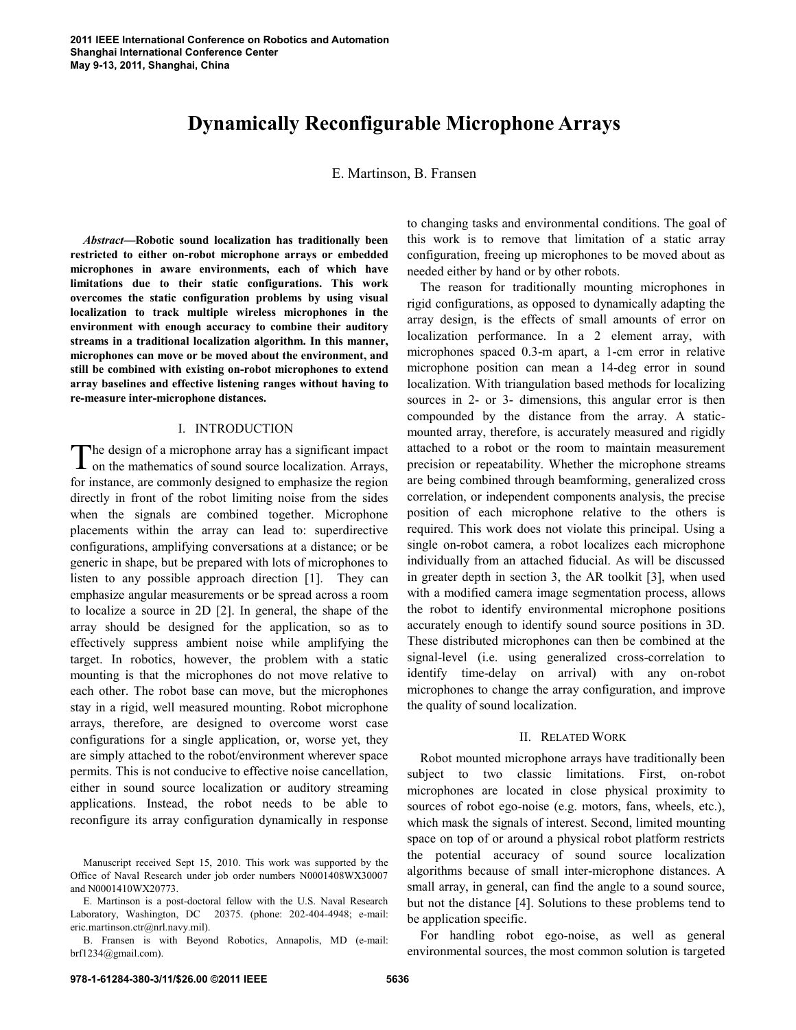# Dynamically Reconfigurable Microphone Arrays

E. Martinson, B. Fransen

***Abstract*—Robotic sound localization has traditionally been restricted to either on-robot microphone arrays or embedded microphones in aware environments, each of which have limitations due to their static configurations. This work overcomes the static configuration problems by using visual localization to track multiple wireless microphones in the environment with enough accuracy to combine their auditory streams in a traditional localization algorithm. In this manner, microphones can move or be moved about the environment, and still be combined with existing on-robot microphones to extend array baselines and effective listening ranges without having to re-measure inter-microphone distances.**

## I. Introduction

The design of a microphone array has a significant impact on the mathematics of sound source localization. Arrays, for instance, are commonly designed to emphasize the region directly in front of the robot limiting noise from the sides when the signals are combined together. Microphone placements within the array can lead to: superdirective configurations, amplifying conversations at a distance; or be generic in shape, but be prepared with lots of microphones to listen to any possible approach direction [1]. They can emphasize angular measurements or be spread across a room to localize a source in 2D [2]. In general, the shape of the array should be designed for the application, so as to effectively suppress ambient noise while amplifying the target. In robotics, however, the problem with a static mounting is that the microphones do not move relative to each other. The robot base can move, but the microphones stay in a rigid, well measured mounting. Robot microphone arrays, therefore, are designed to overcome worst case configurations for a single application, or, worse yet, they are simply attached to the robot/environment wherever space permits. This is not conducive to effective noise cancellation, either in sound source localization or auditory streaming applications. Instead, the robot needs to be able to reconfigure its array configuration dynamically in response to changing tasks and environmental conditions. The goal of this work is to remove that limitation of a static array configuration, freeing up microphones to be moved about as needed either by hand or by other robots.

The reason for traditionally mounting microphones in rigid configurations, as opposed to dynamically adapting the array design, is the effects of small amounts of error on localization performance. In a 2 element array, with microphones spaced 0.3-m apart, a 1-cm error in relative microphone position can mean a 14-deg error in sound localization. With triangulation based methods for localizing sources in 2- or 3- dimensions, this angular error is then compounded by the distance from the array. A static-mounted array, therefore, is accurately measured and rigidly attached to a robot or the room to maintain measurement precision or repeatability. Whether the microphone streams are being combined through beamforming, generalized cross correlation, or independent components analysis, the precise position of each microphone relative to the others is required. This work does not violate this principal. Using a single on-robot camera, a robot localizes each microphone individually from an attached fiducial. As will be discussed in greater depth in section 3, the AR toolkit [3], when used with a modified camera image segmentation process, allows the robot to identify environmental microphone positions accurately enough to identify sound source positions in 3D. These distributed microphones can then be combined at the signal-level (i.e. using generalized cross-correlation to identify time-delay on arrival) with any on-robot microphones to change the array configuration, and improve the quality of sound localization.

## II. Related Work

Robot mounted microphone arrays have traditionally been subject to two classic limitations. First, on-robot microphones are located in close physical proximity to sources of robot ego-noise (e.g. motors, fans, wheels, etc.), which mask the signals of interest. Second, limited mounting space on top of or around a physical robot platform restricts the potential accuracy of sound source localization algorithms because of small inter-microphone distances. A small array, in general, can find the angle to a sound source, but not the distance [4]. Solutions to these problems tend to be application specific.

For handling robot ego-noise, as well as general environmental sources, the most common solution is targeted

Manuscript received Sept 15, 2010. This work was supported by the Office of Naval Research under job order numbers N0001408WX30007 and N0001410WX20773.

E. Martinson is a post-doctoral fellow with the U.S. Naval Research Laboratory, Washington, DC 20375. (phone: 202-404-4948; e-mail: eric.martinson.ctr@nrl.navy.mil).

B. Fransen is with Beyond Robotics, Annapolis, MD (e-mail: brf1234@gmail.com).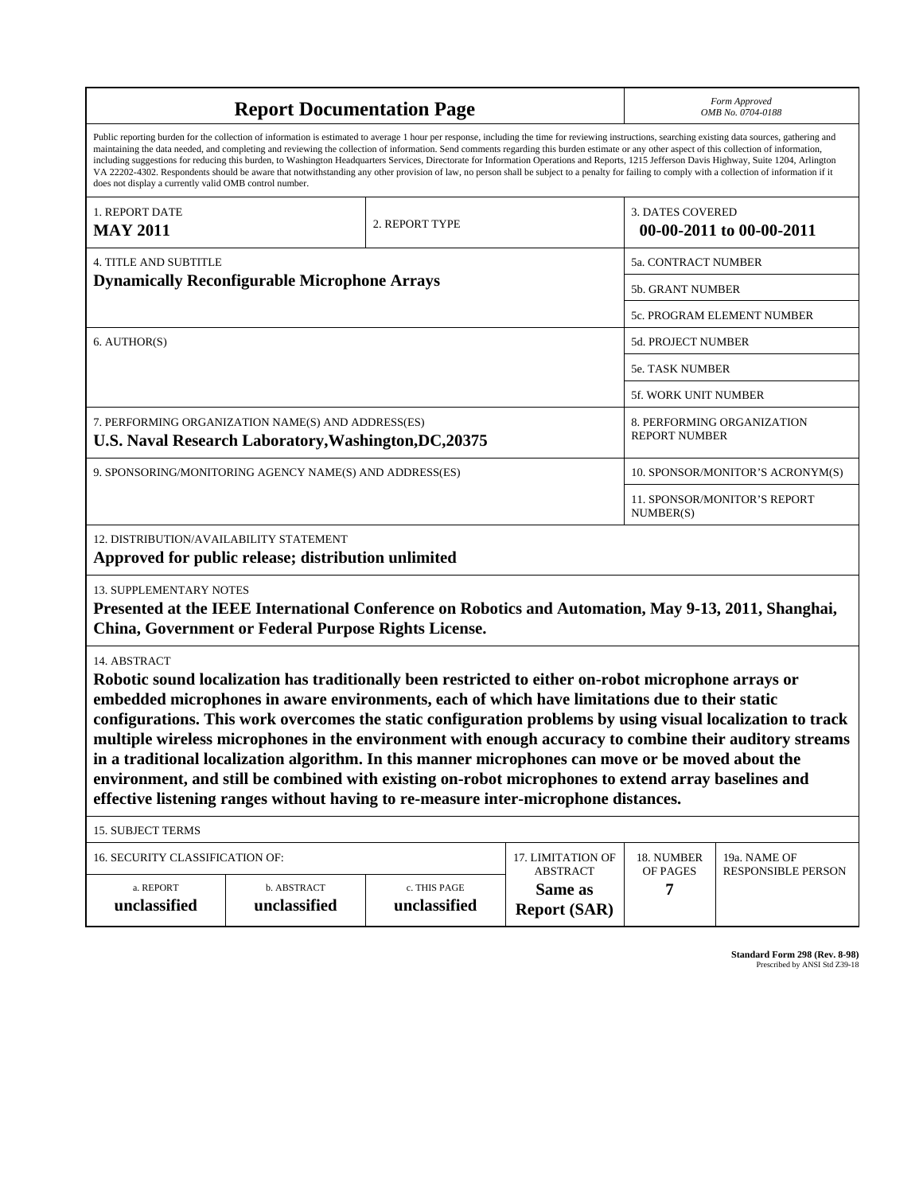# Report Documentation Page

*Form Approved*
*OMB No. 0704-0188*

Public reporting burden for the collection of information is estimated to average 1 hour per response, including the time for reviewing instructions, searching existing data sources, gathering and maintaining the data needed, and completing and reviewing the collection of information. Send comments regarding this burden estimate or any other aspect of this collection of information, including suggestions for reducing this burden, to Washington Headquarters Services, Directorate for Information Operations and Reports, 1215 Jefferson Davis Highway, Suite 1204, Arlington VA 22202-4302. Respondents should be aware that notwithstanding any other provision of law, no person shall be subject to a penalty for failing to comply with a collection of information if it does not display a currently valid OMB control number.

| 1. REPORT DATE | 2. REPORT TYPE | 3. DATES COVERED |
|---|---|---|
| **MAY 2011** | | **00-00-2011 to 00-00-2011** |

| 4. TITLE AND SUBTITLE | |
|---|---|
| **Dynamically Reconfigurable Microphone Arrays** | 5a. CONTRACT NUMBER |
| | 5b. GRANT NUMBER |
| | 5c. PROGRAM ELEMENT NUMBER |
| 6. AUTHOR(S) | 5d. PROJECT NUMBER |
| | 5e. TASK NUMBER |
| | 5f. WORK UNIT NUMBER |
| 7. PERFORMING ORGANIZATION NAME(S) AND ADDRESS(ES) **U.S. Naval Research Laboratory,Washington,DC,20375** | 8. PERFORMING ORGANIZATION REPORT NUMBER |
| 9. SPONSORING/MONITORING AGENCY NAME(S) AND ADDRESS(ES) | 10. SPONSOR/MONITOR'S ACRONYM(S) |
| | 11. SPONSOR/MONITOR'S REPORT NUMBER(S) |

12. DISTRIBUTION/AVAILABILITY STATEMENT

**Approved for public release; distribution unlimited**

13. SUPPLEMENTARY NOTES

**Presented at the IEEE International Conference on Robotics and Automation, May 9-13, 2011, Shanghai, China, Government or Federal Purpose Rights License.**

14. ABSTRACT

**Robotic sound localization has traditionally been restricted to either on-robot microphone arrays or embedded microphones in aware environments, each of which have limitations due to their static configurations. This work overcomes the static configuration problems by using visual localization to track multiple wireless microphones in the environment with enough accuracy to combine their auditory streams in a traditional localization algorithm. In this manner microphones can move or be moved about the environment, and still be combined with existing on-robot microphones to extend array baselines and effective listening ranges without having to re-measure inter-microphone distances.**

15. SUBJECT TERMS

| 16. SECURITY CLASSIFICATION OF: | | | 17. LIMITATION OF ABSTRACT | 18. NUMBER OF PAGES | 19a. NAME OF RESPONSIBLE PERSON |
|---|---|---|---|---|---|
| a. REPORT | b. ABSTRACT | c. THIS PAGE | | | |
| **unclassified** | **unclassified** | **unclassified** | **Same as Report (SAR)** | **7** | |

**Standard Form 298 (Rev. 8-98)**
Prescribed by ANSI Std Z39-18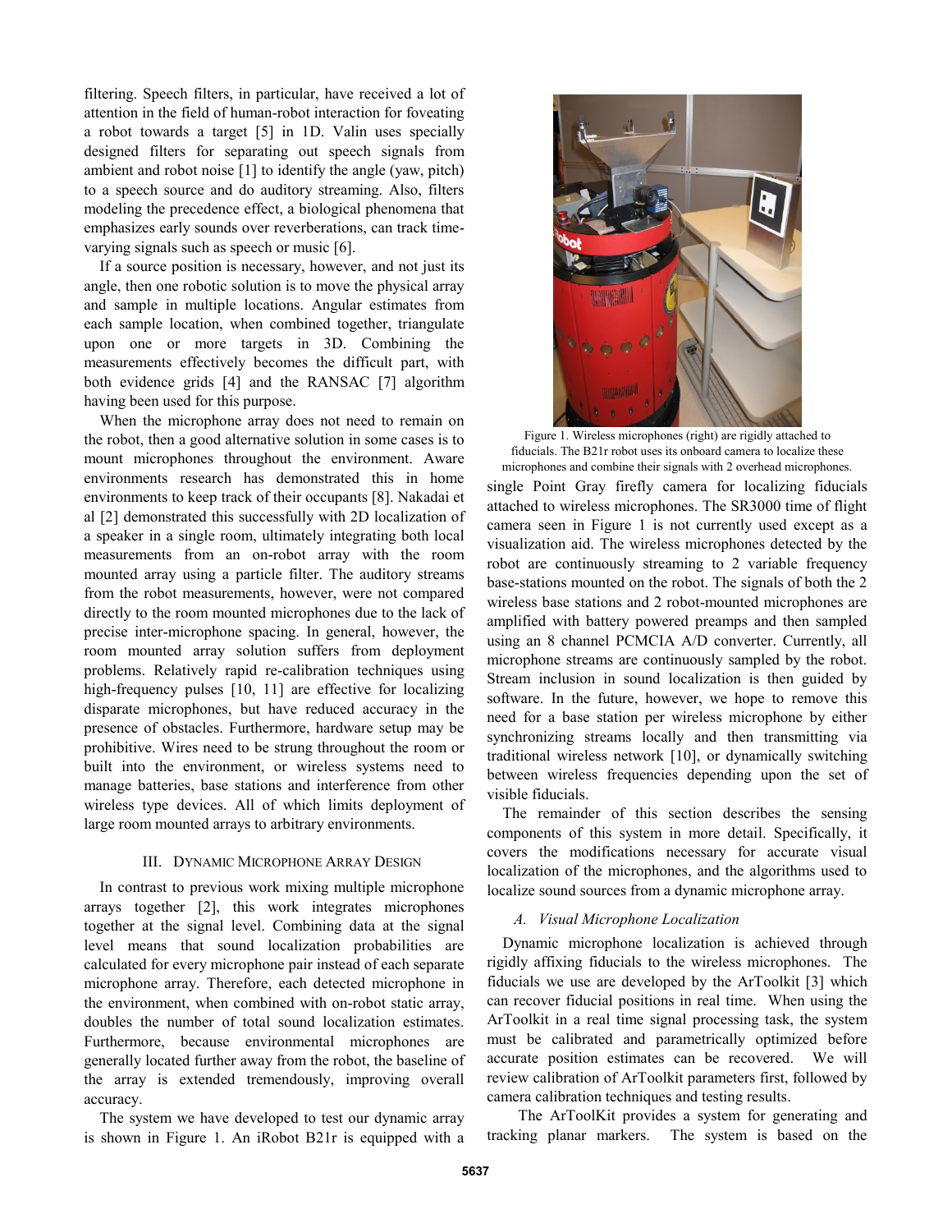filtering. Speech filters, in particular, have received a lot of attention in the field of human-robot interaction for foveating a robot towards a target [5] in 1D. Valin uses specially designed filters for separating out speech signals from ambient and robot noise [1] to identify the angle (yaw, pitch) to a speech source and do auditory streaming. Also, filters modeling the precedence effect, a biological phenomena that emphasizes early sounds over reverberations, can track time-varying signals such as speech or music [6].

If a source position is necessary, however, and not just its angle, then one robotic solution is to move the physical array and sample in multiple locations. Angular estimates from each sample location, when combined together, triangulate upon one or more targets in 3D. Combining the measurements effectively becomes the difficult part, with both evidence grids [4] and the RANSAC [7] algorithm having been used for this purpose.

When the microphone array does not need to remain on the robot, then a good alternative solution in some cases is to mount microphones throughout the environment. Aware environments research has demonstrated this in home environments to keep track of their occupants [8]. Nakadai et al [2] demonstrated this successfully with 2D localization of a speaker in a single room, ultimately integrating both local measurements from an on-robot array with the room mounted array using a particle filter. The auditory streams from the robot measurements, however, were not compared directly to the room mounted microphones due to the lack of precise inter-microphone spacing. In general, however, the room mounted array solution suffers from deployment problems. Relatively rapid re-calibration techniques using high-frequency pulses [10, 11] are effective for localizing disparate microphones, but have reduced accuracy in the presence of obstacles. Furthermore, hardware setup may be prohibitive. Wires need to be strung throughout the room or built into the environment, or wireless systems need to manage batteries, base stations and interference from other wireless type devices. All of which limits deployment of large room mounted arrays to arbitrary environments.

## III. Dynamic Microphone Array Design

In contrast to previous work mixing multiple microphone arrays together [2], this work integrates microphones together at the signal level. Combining data at the signal level means that sound localization probabilities are calculated for every microphone pair instead of each separate microphone array. Therefore, each detected microphone in the environment, when combined with on-robot static array, doubles the number of total sound localization estimates. Furthermore, because environmental microphones are generally located further away from the robot, the baseline of the array is extended tremendously, improving overall accuracy.

The system we have developed to test our dynamic array is shown in Figure 1. An iRobot B21r is equipped with a single Point Gray firefly camera for localizing fiducials attached to wireless microphones. The SR3000 time of flight camera seen in Figure 1 is not currently used except as a visualization aid. The wireless microphones detected by the robot are continuously streaming to 2 variable frequency base-stations mounted on the robot. The signals of both the 2 wireless base stations and 2 robot-mounted microphones are amplified with battery powered preamps and then sampled using an 8 channel PCMCIA A/D converter. Currently, all microphone streams are continuously sampled by the robot. Stream inclusion in sound localization is then guided by software. In the future, however, we hope to remove this need for a base station per wireless microphone by either synchronizing streams locally and then transmitting via traditional wireless network [10], or dynamically switching between wireless frequencies depending upon the set of visible fiducials.

Figure 1. Wireless microphones (right) are rigidly attached to fiducials. The B21r robot uses its onboard camera to localize these microphones and combine their signals with 2 overhead microphones.

The remainder of this section describes the sensing components of this system in more detail. Specifically, it covers the modifications necessary for accurate visual localization of the microphones, and the algorithms used to localize sound sources from a dynamic microphone array.

### *A. Visual Microphone Localization*

Dynamic microphone localization is achieved through rigidly affixing fiducials to the wireless microphones. The fiducials we use are developed by the ArToolkit [3] which can recover fiducial positions in real time. When using the ArToolkit in a real time signal processing task, the system must be calibrated and parametrically optimized before accurate position estimates can be recovered. We will review calibration of ArToolkit parameters first, followed by camera calibration techniques and testing results.

The ArToolKit provides a system for generating and tracking planar markers. The system is based on the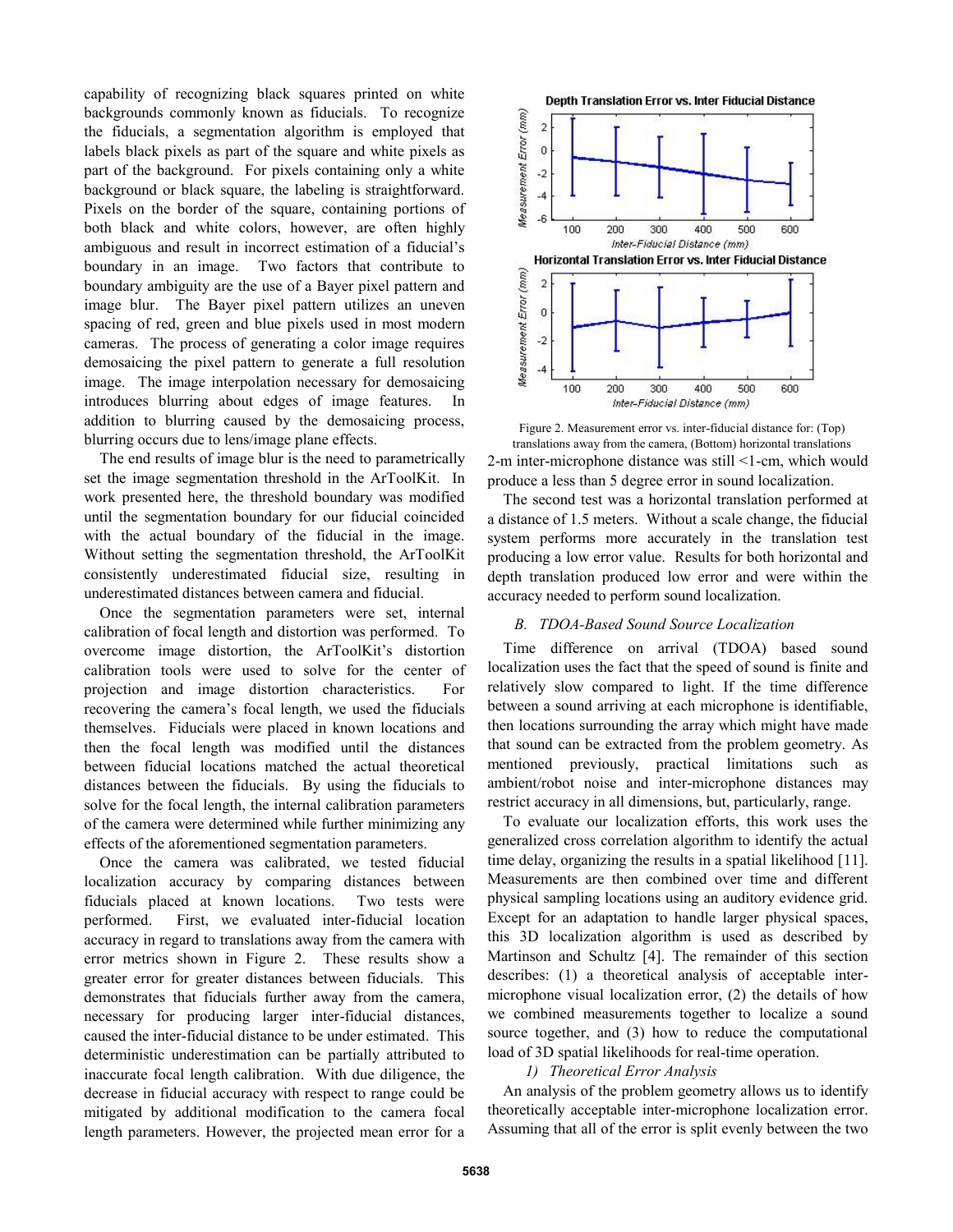capability of recognizing black squares printed on white backgrounds commonly known as fiducials. To recognize the fiducials, a segmentation algorithm is employed that labels black pixels as part of the square and white pixels as part of the background. For pixels containing only a white background or black square, the labeling is straightforward. Pixels on the border of the square, containing portions of both black and white colors, however, are often highly ambiguous and result in incorrect estimation of a fiducial's boundary in an image. Two factors that contribute to boundary ambiguity are the use of a Bayer pixel pattern and image blur. The Bayer pixel pattern utilizes an uneven spacing of red, green and blue pixels used in most modern cameras. The process of generating a color image requires demosaicing the pixel pattern to generate a full resolution image. The image interpolation necessary for demosaicing introduces blurring about edges of image features. In addition to blurring caused by the demosaicing process, blurring occurs due to lens/image plane effects.

The end results of image blur is the need to parametrically set the image segmentation threshold in the ArToolKit. In work presented here, the threshold boundary was modified until the segmentation boundary for our fiducial coincided with the actual boundary of the fiducial in the image. Without setting the segmentation threshold, the ArToolKit consistently underestimated fiducial size, resulting in underestimated distances between camera and fiducial.

Once the segmentation parameters were set, internal calibration of focal length and distortion was performed. To overcome image distortion, the ArToolKit's distortion calibration tools were used to solve for the center of projection and image distortion characteristics. For recovering the camera's focal length, we used the fiducials themselves. Fiducials were placed in known locations and then the focal length was modified until the distances between fiducial locations matched the actual theoretical distances between the fiducials. By using the fiducials to solve for the focal length, the internal calibration parameters of the camera were determined while further minimizing any effects of the aforementioned segmentation parameters.

Once the camera was calibrated, we tested fiducial localization accuracy by comparing distances between fiducials placed at known locations. Two tests were performed. First, we evaluated inter-fiducial location accuracy in regard to translations away from the camera with error metrics shown in Figure 2. These results show a greater error for greater distances between fiducials. This demonstrates that fiducials further away from the camera, necessary for producing larger inter-fiducial distances, caused the inter-fiducial distance to be under estimated. This deterministic underestimation can be partially attributed to inaccurate focal length calibration. With due diligence, the decrease in fiducial accuracy with respect to range could be mitigated by additional modification to the camera focal length parameters. However, the projected mean error for a 2-m inter-microphone distance was still <1-cm, which would produce a less than 5 degree error in sound localization.

Depth Translation Error vs. Inter Fiducial Distance

Measurement Error (mm)

2
0
-2
-4
-6

100 200 300 400 500 600

Inter-Fiducial Distance (mm)

Horizontal Translation Error vs. Inter Fiducial Distance

Measurement Error (mm)

2
0
-2
-4

100 200 300 400 500 600

Inter-Fiducial Distance (mm)

Figure 2. Measurement error vs. inter-fiducial distance for: (Top) translations away from the camera, (Bottom) horizontal translations

The second test was a horizontal translation performed at a distance of 1.5 meters. Without a scale change, the fiducial system performs more accurately in the translation test producing a low error value. Results for both horizontal and depth translation produced low error and were within the accuracy needed to perform sound localization.

### *B. TDOA-Based Sound Source Localization*

Time difference on arrival (TDOA) based sound localization uses the fact that the speed of sound is finite and relatively slow compared to light. If the time difference between a sound arriving at each microphone is identifiable, then locations surrounding the array which might have made that sound can be extracted from the problem geometry. As mentioned previously, practical limitations such as ambient/robot noise and inter-microphone distances may restrict accuracy in all dimensions, but, particularly, range.

To evaluate our localization efforts, this work uses the generalized cross correlation algorithm to identify the actual time delay, organizing the results in a spatial likelihood [11]. Measurements are then combined over time and different physical sampling locations using an auditory evidence grid. Except for an adaptation to handle larger physical spaces, this 3D localization algorithm is used as described by Martinson and Schultz [4]. The remainder of this section describes: (1) a theoretical analysis of acceptable inter-microphone visual localization error, (2) the details of how we combined measurements together to localize a sound source together, and (3) how to reduce the computational load of 3D spatial likelihoods for real-time operation.

#### *1) Theoretical Error Analysis*

An analysis of the problem geometry allows us to identify theoretically acceptable inter-microphone localization error. Assuming that all of the error is split evenly between the two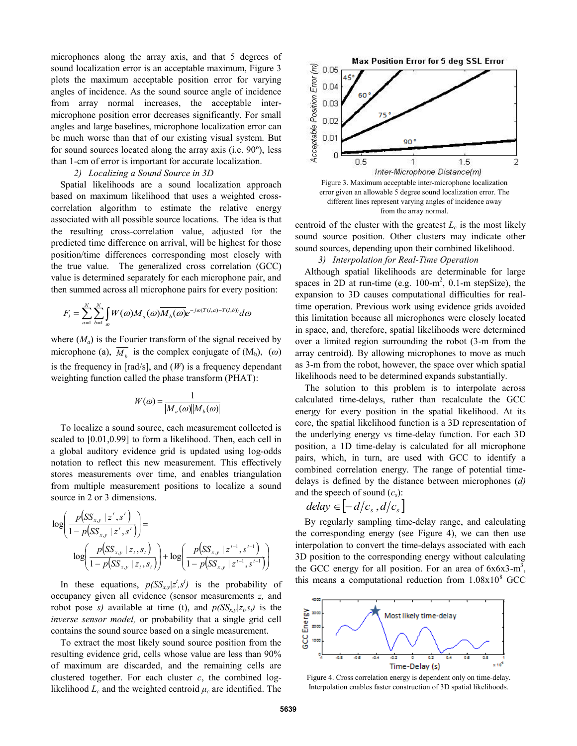microphones along the array axis, and that 5 degrees of sound localization error is an acceptable maximum, Figure 3 plots the maximum acceptable position error for varying angles of incidence. As the sound source angle of incidence from array normal increases, the acceptable inter-microphone position error decreases significantly. For small angles and large baselines, microphone localization error can be much worse than that of our existing visual system. But for sound sources located along the array axis (i.e. 90º), less than 1-cm of error is important for accurate localization.

*2) Localizing a Sound Source in 3D*

Spatial likelihoods are a sound localization approach based on maximum likelihood that uses a weighted cross-correlation algorithm to estimate the relative energy associated with all possible source locations. The idea is that the resulting cross-correlation value, adjusted for the predicted time difference on arrival, will be highest for those position/time differences corresponding most closely with the true value. The generalized cross correlation (GCC) value is determined separately for each microphone pair, and then summed across all microphone pairs for every position:

$$F_l = \sum_{a=1}^{N}\sum_{b=1}^{N}\int_{\omega} W(\omega) M_a(\omega)\overline{M_b(\omega)} e^{-j\omega(T(l,a)-T(l,b))} d\omega$$

where ($M_a$) is the Fourier transform of the signal received by microphone (a), $\overline{M_b}$ is the complex conjugate of ($M_b$), ($\omega$) is the frequency in [rad/s], and ($W$) is a frequency dependant weighting function called the phase transform (PHAT):

$$W(\omega) = \frac{1}{|M_a(\omega)||M_b(\omega)|}$$

To localize a sound source, each measurement collected is scaled to [0.01,0.99] to form a likelihood. Then, each cell in a global auditory evidence grid is updated using log-odds notation to reflect this new measurement. This effectively stores measurements over time, and enables triangulation from multiple measurement positions to localize a sound source in 2 or 3 dimensions.

$$\log\left(\frac{p(SS_{x,y} \mid z^t, s^t)}{1 - p(SS_{x,y} \mid z^t, s^t)}\right) = \log\left(\frac{p(SS_{x,y} \mid z_t, s_t)}{1 - p(SS_{x,y} \mid z_t, s_t)}\right) + \log\left(\frac{p(SS_{x,y} \mid z^{t-1}, s^{t-1})}{1 - p(SS_{x,y} \mid z^{t-1}, s^{t-1})}\right)$$

In these equations, $p(SS_{x,y}|z^t,s^t)$ is the probability of occupancy given all evidence (sensor measurements *z*, and robot pose *s)* available at time (t), and $p(SS_{x,y}|z_t,s_t)$ is the *inverse sensor model,* or probability that a single grid cell contains the sound source based on a single measurement.

To extract the most likely sound source position from the resulting evidence grid, cells whose value are less than 90% of maximum are discarded, and the remaining cells are clustered together. For each cluster *c*, the combined log-likelihood $L_c$ and the weighted centroid $\mu_c$ are identified. The centroid of the cluster with the greatest $L_c$ is the most likely sound source position. Other clusters may indicate other sound sources, depending upon their combined likelihood.

Figure 3. Maximum acceptable inter-microphone localization error given an allowable 5 degree sound localization error. The different lines represent varying angles of incidence away from the array normal.

*3) Interpolation for Real-Time Operation*

Although spatial likelihoods are determinable for large spaces in 2D at run-time (e.g. 100-m$^2$, 0.1-m stepSize), the expansion to 3D causes computational difficulties for real-time operation. Previous work using evidence grids avoided this limitation because all microphones were closely located in space, and, therefore, spatial likelihoods were determined over a limited region surrounding the robot (3-m from the array centroid). By allowing microphones to move as much as 3-m from the robot, however, the space over which spatial likelihoods need to be determined expands substantially.

The solution to this problem is to interpolate across calculated time-delays, rather than recalculate the GCC energy for every position in the spatial likelihood. At its core, the spatial likelihood function is a 3D representation of the underlying energy vs time-delay function. For each 3D position, a 1D time-delay is calculated for all microphone pairs, which, in turn, are used with GCC to identify a combined correlation energy. The range of potential time-delays is defined by the distance between microphones *(d)* and the speech of sound ($c_s$):

$$delay \in [-d/c_s, d/c_s]$$

By regularly sampling time-delay range, and calculating the corresponding energy (see Figure 4), we can then use interpolation to convert the time-delays associated with each 3D position to the corresponding energy without calculating the GCC energy for all position. For an area of 6x6x3-m$^3$, this means a computational reduction from $1.08\times10^8$ GCC

Figure 4. Cross correlation energy is dependent only on time-delay. Interpolation enables faster construction of 3D spatial likelihoods.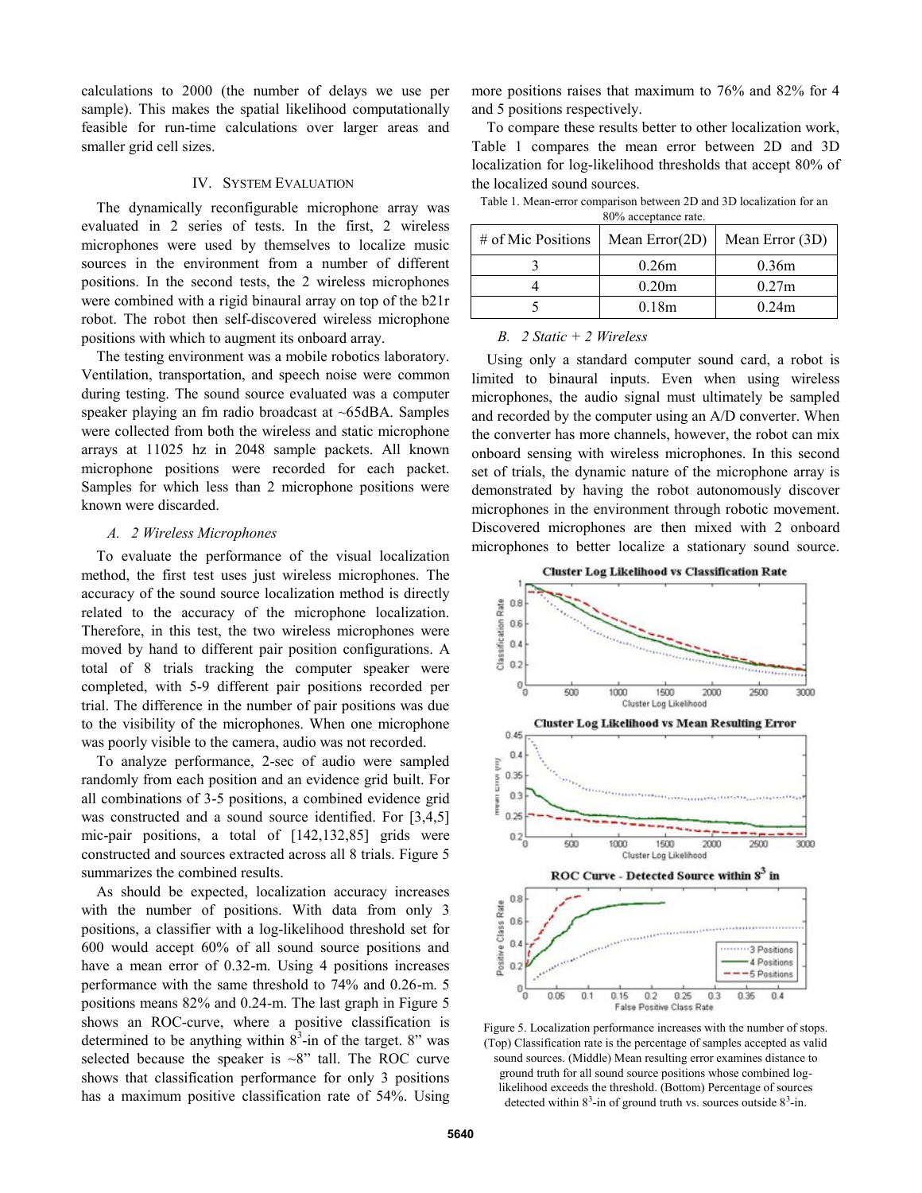calculations to 2000 (the number of delays we use per sample). This makes the spatial likelihood computationally feasible for run-time calculations over larger areas and smaller grid cell sizes.

## IV. System Evaluation

The dynamically reconfigurable microphone array was evaluated in 2 series of tests. In the first, 2 wireless microphones were used by themselves to localize music sources in the environment from a number of different positions. In the second tests, the 2 wireless microphones were combined with a rigid binaural array on top of the b21r robot. The robot then self-discovered wireless microphone positions with which to augment its onboard array.

The testing environment was a mobile robotics laboratory. Ventilation, transportation, and speech noise were common during testing. The sound source evaluated was a computer speaker playing an fm radio broadcast at ~65dBA. Samples were collected from both the wireless and static microphone arrays at 11025 hz in 2048 sample packets. All known microphone positions were recorded for each packet. Samples for which less than 2 microphone positions were known were discarded.

### *A. 2 Wireless Microphones*

To evaluate the performance of the visual localization method, the first test uses just wireless microphones. The accuracy of the sound source localization method is directly related to the accuracy of the microphone localization. Therefore, in this test, the two wireless microphones were moved by hand to different pair position configurations. A total of 8 trials tracking the computer speaker were completed, with 5-9 different pair positions recorded per trial. The difference in the number of pair positions was due to the visibility of the microphones. When one microphone was poorly visible to the camera, audio was not recorded.

To analyze performance, 2-sec of audio were sampled randomly from each position and an evidence grid built. For all combinations of 3-5 positions, a combined evidence grid was constructed and a sound source identified. For [3,4,5] mic-pair positions, a total of [142,132,85] grids were constructed and sources extracted across all 8 trials. Figure 5 summarizes the combined results.

As should be expected, localization accuracy increases with the number of positions. With data from only 3 positions, a classifier with a log-likelihood threshold set for 600 would accept 60% of all sound source positions and have a mean error of 0.32-m. Using 4 positions increases performance with the same threshold to 74% and 0.26-m. 5 positions means 82% and 0.24-m. The last graph in Figure 5 shows an ROC-curve, where a positive classification is determined to be anything within $8^3$-in of the target. 8" was selected because the speaker is ~8" tall. The ROC curve shows that classification performance for only 3 positions has a maximum positive classification rate of 54%. Using more positions raises that maximum to 76% and 82% for 4 and 5 positions respectively.

To compare these results better to other localization work, Table 1 compares the mean error between 2D and 3D localization for log-likelihood thresholds that accept 80% of the localized sound sources.

Table 1. Mean-error comparison between 2D and 3D localization for an 80% acceptance rate.

| # of Mic Positions | Mean Error(2D) | Mean Error (3D) |
|---|---|---|
| 3 | 0.26m | 0.36m |
| 4 | 0.20m | 0.27m |
| 5 | 0.18m | 0.24m |

### *B. 2 Static + 2 Wireless*

Using only a standard computer sound card, a robot is limited to binaural inputs. Even when using wireless microphones, the audio signal must ultimately be sampled and recorded by the computer using an A/D converter. When the converter has more channels, however, the robot can mix onboard sensing with wireless microphones. In this second set of trials, the dynamic nature of the microphone array is demonstrated by having the robot autonomously discover microphones in the environment through robotic movement. Discovered microphones are then mixed with 2 onboard microphones to better localize a stationary sound source.

Figure 5. Localization performance increases with the number of stops. (Top) Classification rate is the percentage of samples accepted as valid sound sources. (Middle) Mean resulting error examines distance to ground truth for all sound source positions whose combined log-likelihood exceeds the threshold. (Bottom) Percentage of sources detected within $8^3$-in of ground truth vs. sources outside $8^3$-in.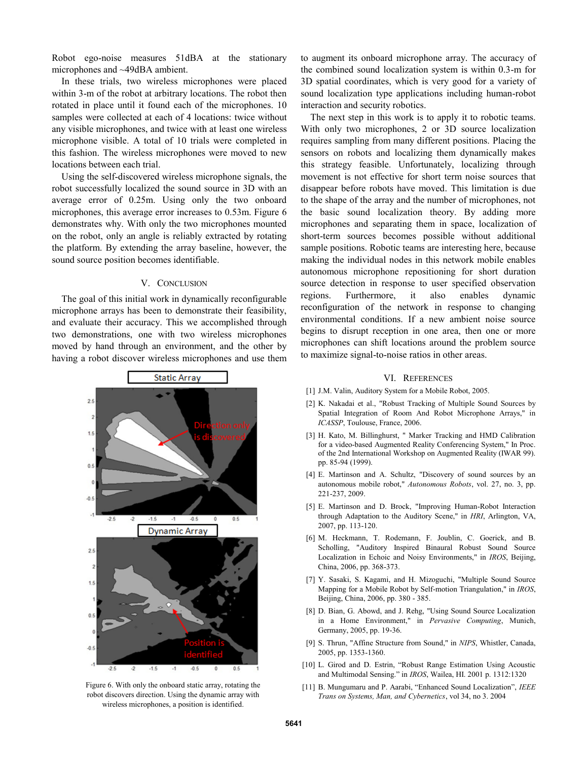Robot ego-noise measures 51dBA at the stationary microphones and ~49dBA ambient.

In these trials, two wireless microphones were placed within 3-m of the robot at arbitrary locations. The robot then rotated in place until it found each of the microphones. 10 samples were collected at each of 4 locations: twice without any visible microphones, and twice with at least one wireless microphone visible. A total of 10 trials were completed in this fashion. The wireless microphones were moved to new locations between each trial.

Using the self-discovered wireless microphone signals, the robot successfully localized the sound source in 3D with an average error of 0.25m. Using only the two onboard microphones, this average error increases to 0.53m. Figure 6 demonstrates why. With only the two microphones mounted on the robot, only an angle is reliably extracted by rotating the platform. By extending the array baseline, however, the sound source position becomes identifiable.

## V. Conclusion

The goal of this initial work in dynamically reconfigurable microphone arrays has been to demonstrate their feasibility, and evaluate their accuracy. This we accomplished through two demonstrations, one with two wireless microphones moved by hand through an environment, and the other by having a robot discover wireless microphones and use them to augment its onboard microphone array. The accuracy of the combined sound localization system is within 0.3-m for 3D spatial coordinates, which is very good for a variety of sound localization type applications including human-robot interaction and security robotics.

The next step in this work is to apply it to robotic teams. With only two microphones, 2 or 3D source localization requires sampling from many different positions. Placing the sensors on robots and localizing them dynamically makes this strategy feasible. Unfortunately, localizing through movement is not effective for short term noise sources that disappear before robots have moved. This limitation is due to the shape of the array and the number of microphones, not the basic sound localization theory. By adding more microphones and separating them in space, localization of short-term sources becomes possible without additional sample positions. Robotic teams are interesting here, because making the individual nodes in this network mobile enables autonomous microphone repositioning for short duration source detection in response to user specified observation regions. Furthermore, it also enables dynamic reconfiguration of the network in response to changing environmental conditions. If a new ambient noise source begins to disrupt reception in one area, then one or more microphones can shift locations around the problem source to maximize signal-to-noise ratios in other areas.

Static Array

Direction only is discovered

2.5
2
1.5
1
0.5
0
-0.5
-1
-2.5 -2 -1.5 -1 -0.5 0 0.5 1

Dynamic Array

Position is identified

2.5
2
1.5
1
0.5
0
-0.5
-1
-2.5 -2 -1.5 -1 -0.5 0 0.5 1

Figure 6. With only the onboard static array, rotating the robot discovers direction. Using the dynamic array with wireless microphones, a position is identified.

## VI. References

[1] J.M. Valin, Auditory System for a Mobile Robot, 2005.

[2] K. Nakadai et al., "Robust Tracking of Multiple Sound Sources by Spatial Integration of Room And Robot Microphone Arrays," in *ICASSP*, Toulouse, France, 2006.

[3] H. Kato, M. Billinghurst, " Marker Tracking and HMD Calibration for a video-based Augmented Reality Conferencing System," In Proc. of the 2nd International Workshop on Augmented Reality (IWAR 99). pp. 85-94 (1999).

[4] E. Martinson and A. Schultz, "Discovery of sound sources by an autonomous mobile robot," *Autonomous Robots*, vol. 27, no. 3, pp. 221-237, 2009.

[5] E. Martinson and D. Brock, "Improving Human-Robot Interaction through Adaptation to the Auditory Scene," in *HRI*, Arlington, VA, 2007, pp. 113-120.

[6] M. Heckmann, T. Rodemann, F. Joublin, C. Goerick, and B. Scholling, "Auditory Inspired Binaural Robust Sound Source Localization in Echoic and Noisy Environments," in *IROS*, Beijing, China, 2006, pp. 368-373.

[7] Y. Sasaki, S. Kagami, and H. Mizoguchi, "Multiple Sound Source Mapping for a Mobile Robot by Self-motion Triangulation," in *IROS*, Beijing, China, 2006, pp. 380 - 385.

[8] D. Bian, G. Abowd, and J. Rehg, "Using Sound Source Localization in a Home Environment," in *Pervasive Computing*, Munich, Germany, 2005, pp. 19-36.

[9] S. Thrun, "Affine Structure from Sound," in *NIPS*, Whistler, Canada, 2005, pp. 1353-1360.

[10] L. Girod and D. Estrin, "Robust Range Estimation Using Acoustic and Multimodal Sensing." in *IROS*, Wailea, HI. 2001 p. 1312:1320

[11] B. Mungumaru and P. Aarabi, "Enhanced Sound Localization", *IEEE Trans on Systems, Man, and Cybernetics*, vol 34, no 3. 2004